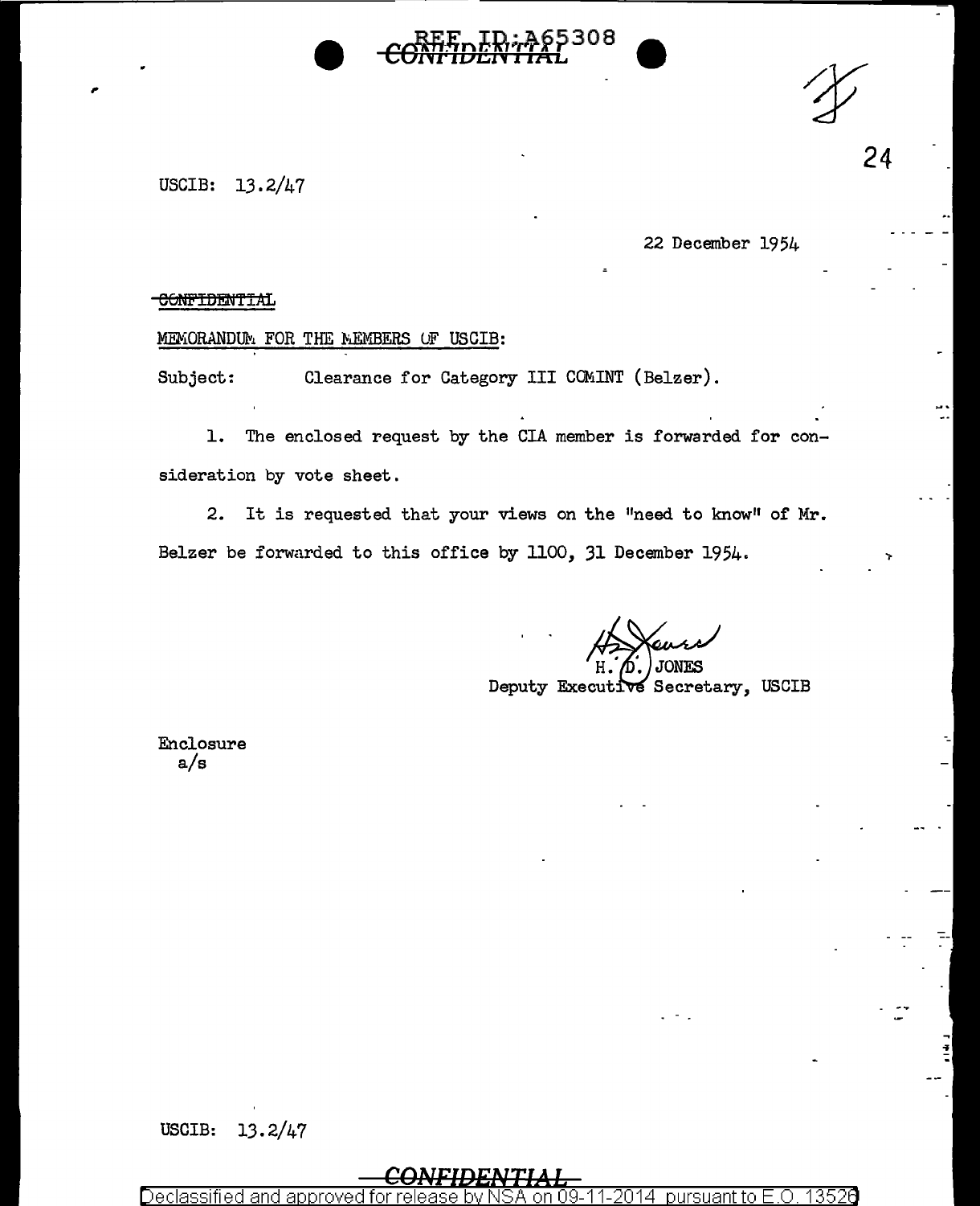CONFIDENTIAL

USCIB: 13.2/47

22 December 1954

~~CONFIDENTIAL~~

MEMORANDUM FOR THE MEMBERS OF USCIB:

Subject: Clearance for Category III COMINT (Belzer).

1. The enclosed request by the CIA member is forwarded for consideration by vote sheet.

2. It is requested that your views on the "need to know" of Mr. Belzer be forwarded to this office by 1100, 31 December 1954.

H. D. JONES
Deputy Executive Secretary, USCIB

Enclosure
a/s

USCIB: 13.2/47

CONFIDENTIAL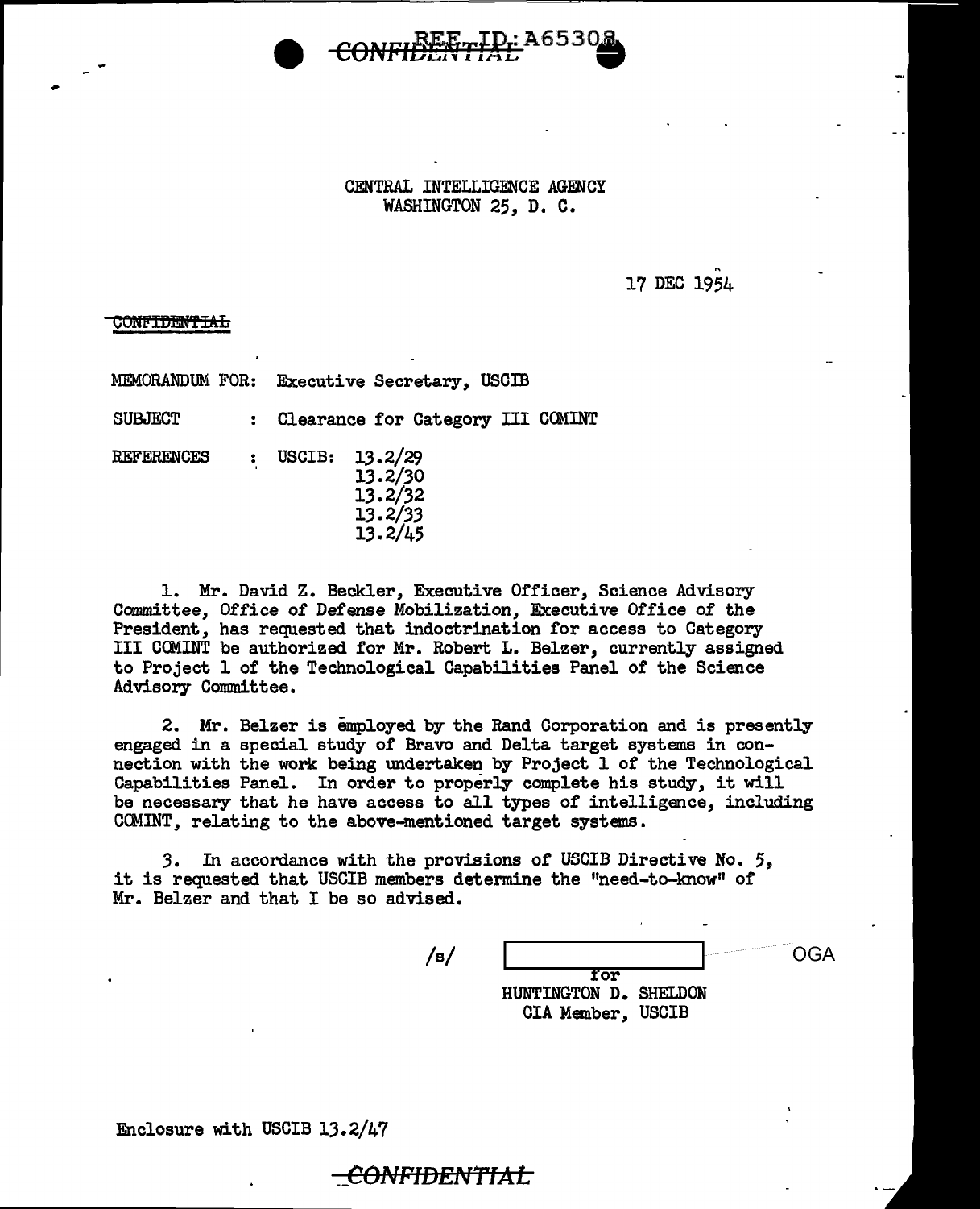CONFIDENTIAL REF ID: A65308

CENTRAL INTELLIGENCE AGENCY
WASHINGTON 25, D. C.

17 DEC 1954

CONFIDENTIAL

MEMORANDUM FOR: Executive Secretary, USCIB

SUBJECT : Clearance for Category III COMINT

REFERENCES : USCIB: 13.2/29
13.2/30
13.2/32
13.2/33
13.2/45

1. Mr. David Z. Beckler, Executive Officer, Science Advisory Committee, Office of Defense Mobilization, Executive Office of the President, has requested that indoctrination for access to Category III COMINT be authorized for Mr. Robert L. Belzer, currently assigned to Project 1 of the Technological Capabilities Panel of the Science Advisory Committee.

2. Mr. Belzer is employed by the Rand Corporation and is presently engaged in a special study of Bravo and Delta target systems in connection with the work being undertaken by Project 1 of the Technological Capabilities Panel. In order to properly complete his study, it will be necessary that he have access to all types of intelligence, including COMINT, relating to the above-mentioned target systems.

3. In accordance with the provisions of USCIB Directive No. 5, it is requested that USCIB members determine the "need-to-know" of Mr. Belzer and that I be so advised.

/s/ [ ] OGA
for
HUNTINGTON D. SHELDON
CIA Member, USCIB

Enclosure with USCIB 13.2/47

CONFIDENTIAL